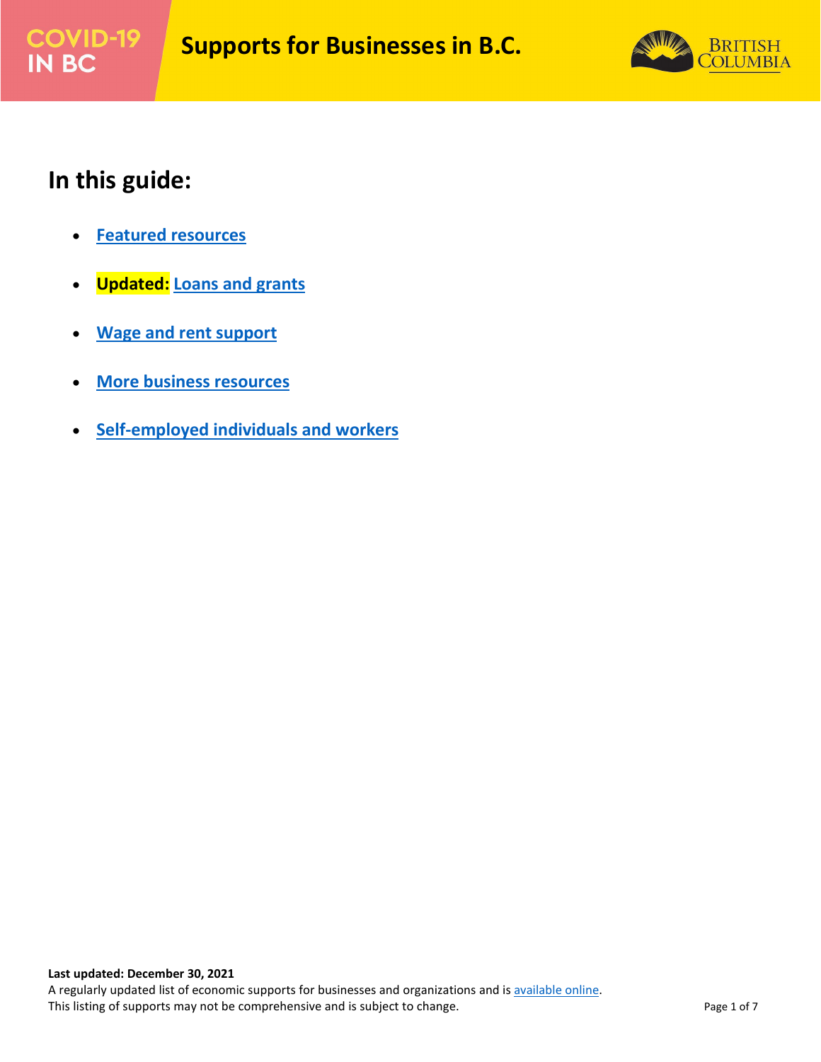# Supports for Businesses in B.C.

COVID-19 IN BC

## In this guide:

- Featured resources
- **Updated:** Loans and grants
- Wage and rent support
- More business resources
- Self-employed individuals and workers

**Last updated: December 30, 2021**

A regularly updated list of economic supports for businesses and organizations and is available online.
This listing of supports may not be comprehensive and is subject to change.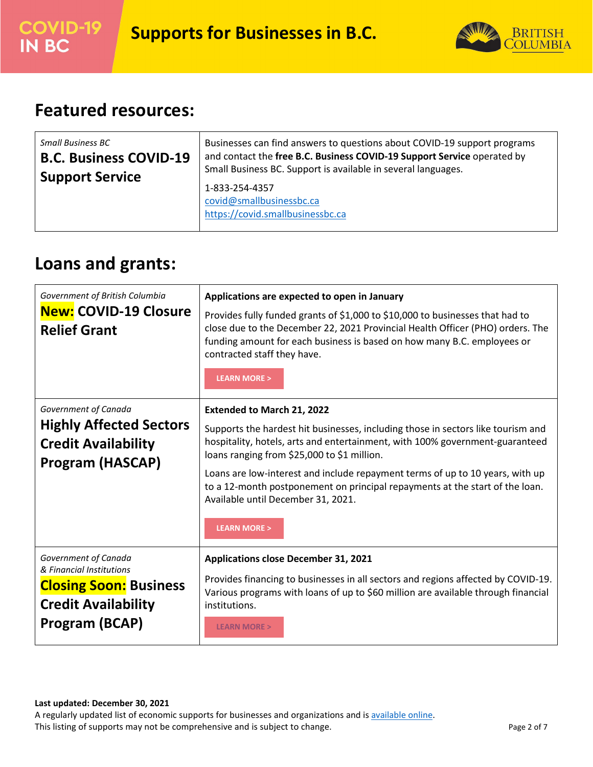## Featured resources:

| *Small Business BC*<br>**B.C. Business COVID-19 Support Service** | Businesses can find answers to questions about COVID-19 support programs and contact the **free B.C. Business COVID-19 Support Service** operated by Small Business BC. Support is available in several languages.<br>1-833-254-4357<br>[covid@smallbusinessbc.ca](mailto:covid@smallbusinessbc.ca)<br>[https://covid.smallbusinessbc.ca](https://covid.smallbusinessbc.ca) |
|---|---|

## Loans and grants:

| *Government of British Columbia*<br>**New: COVID-19 Closure Relief Grant** | **Applications are expected to open in January**<br>Provides fully funded grants of $1,000 to $10,000 to businesses that had to close due to the December 22, 2021 Provincial Health Officer (PHO) orders. The funding amount for each business is based on how many B.C. employees or contracted staff they have.<br>LEARN MORE > |
|---|---|
| *Government of Canada*<br>**Highly Affected Sectors Credit Availability Program (HASCAP)** | **Extended to March 21, 2022**<br>Supports the hardest hit businesses, including those in sectors like tourism and hospitality, hotels, arts and entertainment, with 100% government-guaranteed loans ranging from $25,000 to $1 million.<br>Loans are low-interest and include repayment terms of up to 10 years, with up to a 12-month postponement on principal repayments at the start of the loan. Available until December 31, 2021.<br>LEARN MORE > |
| *Government of Canada & Financial Institutions*<br>**Closing Soon: Business Credit Availability Program (BCAP)** | **Applications close December 31, 2021**<br>Provides financing to businesses in all sectors and regions affected by COVID-19. Various programs with loans of up to $60 million are available through financial institutions.<br>LEARN MORE > |

**Last updated: December 30, 2021**

A regularly updated list of economic supports for businesses and organizations and is [available online](#).

This listing of supports may not be comprehensive and is subject to change.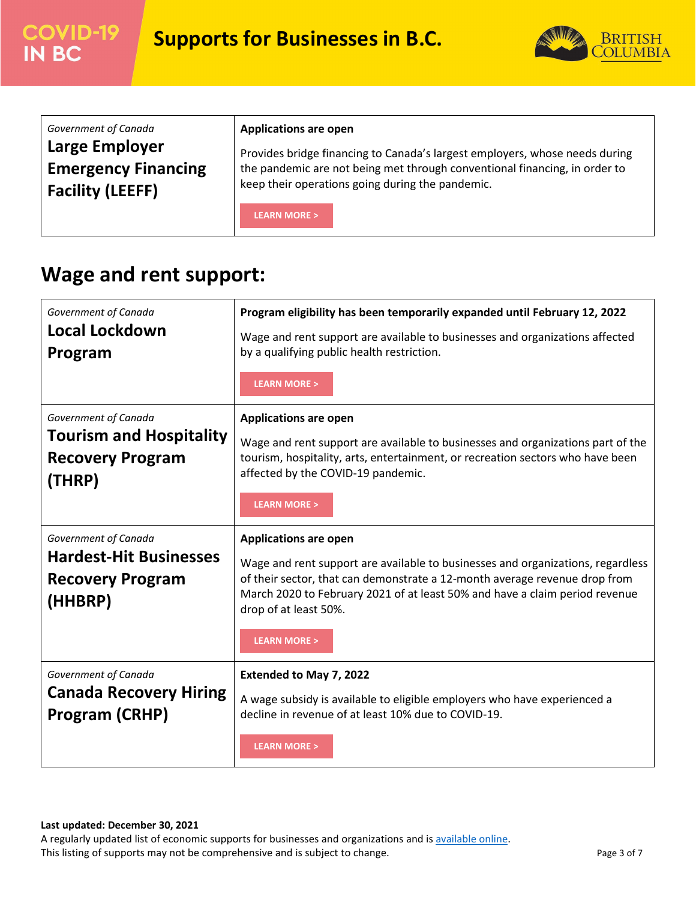| *Government of Canada*<br>**Large Employer Emergency Financing Facility (LEEFF)** | **Applications are open**<br><br>Provides bridge financing to Canada's largest employers, whose needs during the pandemic are not being met through conventional financing, in order to keep their operations going during the pandemic.<br><br>LEARN MORE > |
|---|---|

## Wage and rent support:

| *Government of Canada*<br>**Local Lockdown Program** | **Program eligibility has been temporarily expanded until February 12, 2022**<br><br>Wage and rent support are available to businesses and organizations affected by a qualifying public health restriction.<br><br>LEARN MORE > |
|---|---|
| *Government of Canada*<br>**Tourism and Hospitality Recovery Program (THRP)** | **Applications are open**<br><br>Wage and rent support are available to businesses and organizations part of the tourism, hospitality, arts, entertainment, or recreation sectors who have been affected by the COVID-19 pandemic.<br><br>LEARN MORE > |
| *Government of Canada*<br>**Hardest-Hit Businesses Recovery Program (HHBRP)** | **Applications are open**<br><br>Wage and rent support are available to businesses and organizations, regardless of their sector, that can demonstrate a 12-month average revenue drop from March 2020 to February 2021 of at least 50% and have a claim period revenue drop of at least 50%.<br><br>LEARN MORE > |
| *Government of Canada*<br>**Canada Recovery Hiring Program (CRHP)** | **Extended to May 7, 2022**<br><br>A wage subsidy is available to eligible employers who have experienced a decline in revenue of at least 10% due to COVID-19.<br><br>LEARN MORE > |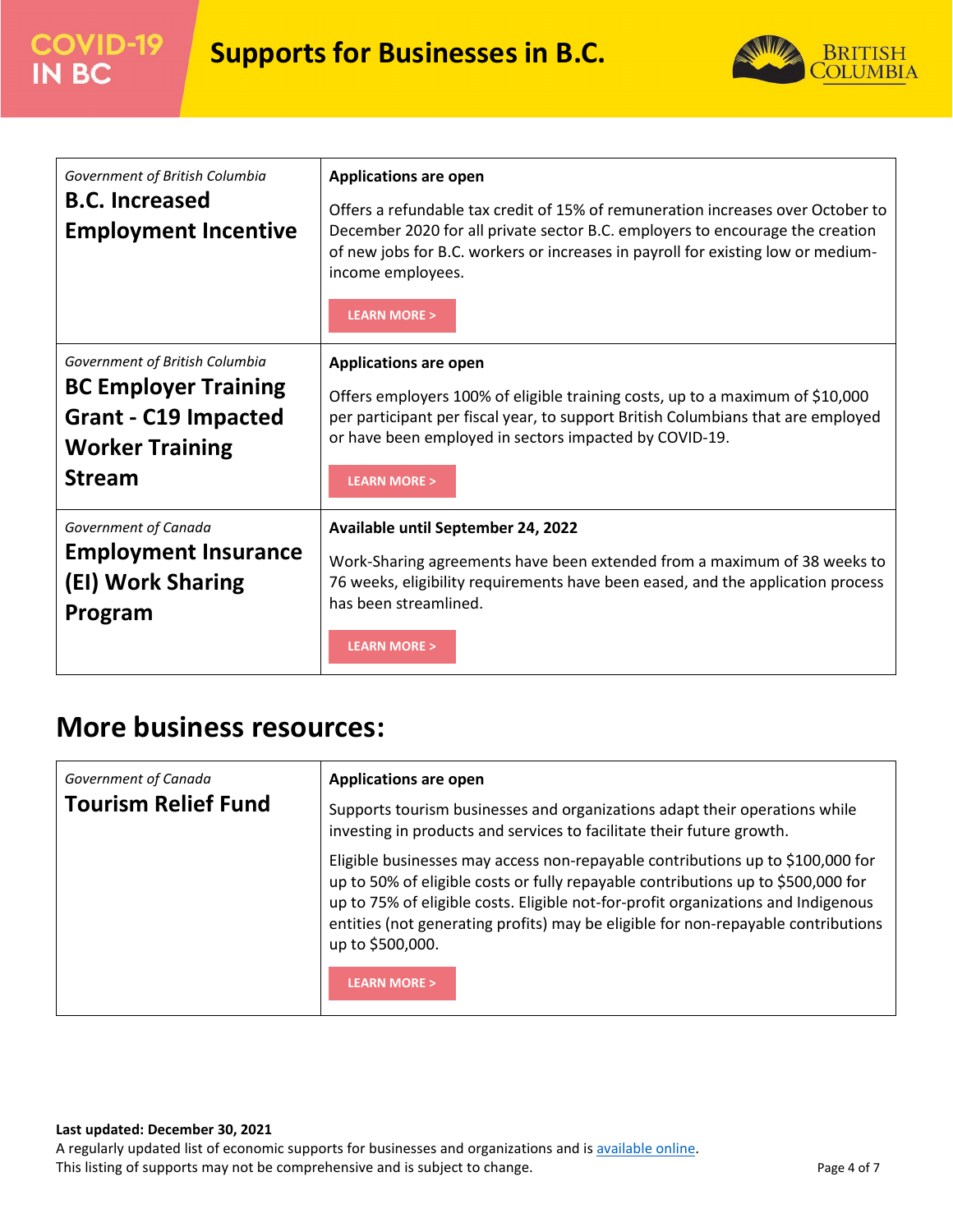| Program | Details |
|---|---|
| *Government of British Columbia*<br>**B.C. Increased Employment Incentive** | **Applications are open**<br>Offers a refundable tax credit of 15% of remuneration increases over October to December 2020 for all private sector B.C. employers to encourage the creation of new jobs for B.C. workers or increases in payroll for existing low or medium-income employees.<br>LEARN MORE > |
| *Government of British Columbia*<br>**BC Employer Training Grant - C19 Impacted Worker Training Stream** | **Applications are open**<br>Offers employers 100% of eligible training costs, up to a maximum of $10,000 per participant per fiscal year, to support British Columbians that are employed or have been employed in sectors impacted by COVID-19.<br>LEARN MORE > |
| *Government of Canada*<br>**Employment Insurance (EI) Work Sharing Program** | **Available until September 24, 2022**<br>Work-Sharing agreements have been extended from a maximum of 38 weeks to 76 weeks, eligibility requirements have been eased, and the application process has been streamlined.<br>LEARN MORE > |

## More business resources:

| Program | Details |
|---|---|
| *Government of Canada*<br>**Tourism Relief Fund** | **Applications are open**<br>Supports tourism businesses and organizations adapt their operations while investing in products and services to facilitate their future growth.<br>Eligible businesses may access non-repayable contributions up to $100,000 for up to 50% of eligible costs or fully repayable contributions up to $500,000 for up to 75% of eligible costs. Eligible not-for-profit organizations and Indigenous entities (not generating profits) may be eligible for non-repayable contributions up to $500,000.<br>LEARN MORE > |

**Last updated: December 30, 2021**
A regularly updated list of economic supports for businesses and organizations and is available online.
This listing of supports may not be comprehensive and is subject to change.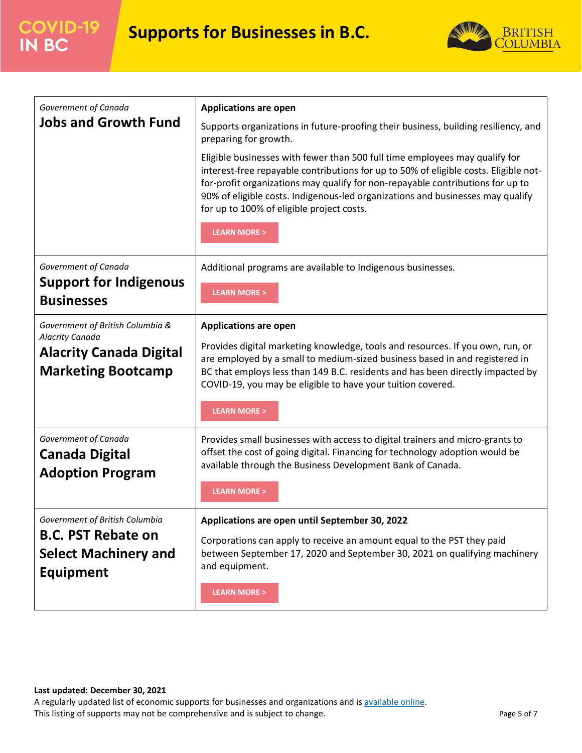| Program | Details |
|---|---|
| *Government of Canada*<br>**Jobs and Growth Fund** | **Applications are open**<br>Supports organizations in future-proofing their business, building resiliency, and preparing for growth.<br>Eligible businesses with fewer than 500 full time employees may qualify for interest-free repayable contributions for up to 50% of eligible costs. Eligible not-for-profit organizations may qualify for non-repayable contributions for up to 90% of eligible costs. Indigenous-led organizations and businesses may qualify for up to 100% of eligible project costs.<br>LEARN MORE > |
| *Government of Canada*<br>**Support for Indigenous Businesses** | Additional programs are available to Indigenous businesses.<br>LEARN MORE > |
| *Government of British Columbia & Alacrity Canada*<br>**Alacrity Canada Digital Marketing Bootcamp** | **Applications are open**<br>Provides digital marketing knowledge, tools and resources. If you own, run, or are employed by a small to medium-sized business based in and registered in BC that employs less than 149 B.C. residents and has been directly impacted by COVID-19, you may be eligible to have your tuition covered.<br>LEARN MORE > |
| *Government of Canada*<br>**Canada Digital Adoption Program** | Provides small businesses with access to digital trainers and micro-grants to offset the cost of going digital. Financing for technology adoption would be available through the Business Development Bank of Canada.<br>LEARN MORE > |
| *Government of British Columbia*<br>**B.C. PST Rebate on Select Machinery and Equipment** | **Applications are open until September 30, 2022**<br>Corporations can apply to receive an amount equal to the PST they paid between September 17, 2020 and September 30, 2021 on qualifying machinery and equipment.<br>LEARN MORE > |

**Last updated: December 30, 2021**
A regularly updated list of economic supports for businesses and organizations and is available online.
This listing of supports may not be comprehensive and is subject to change.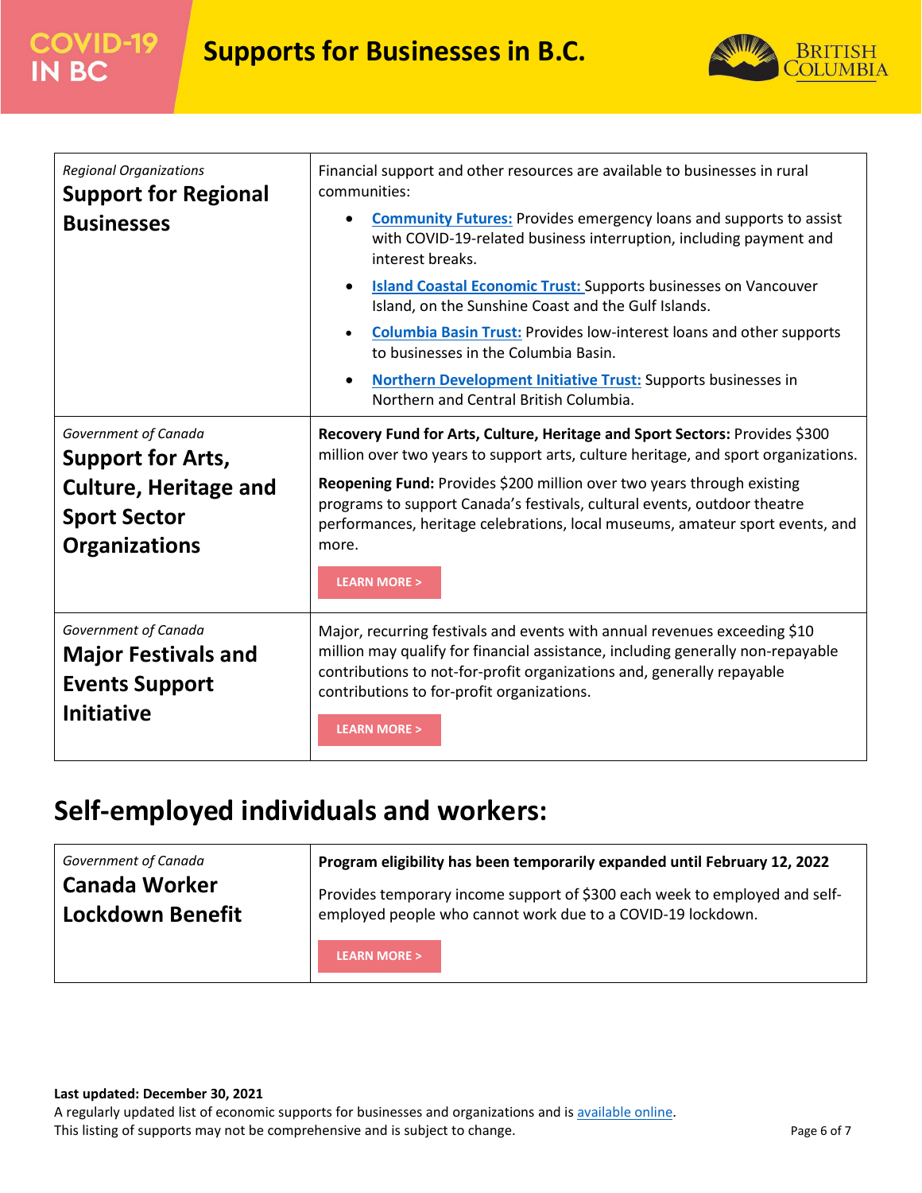| Regional Organizations<br>**Support for Regional Businesses** | Financial support and other resources are available to businesses in rural communities:<br>• **Community Futures:** Provides emergency loans and supports to assist with COVID-19-related business interruption, including payment and interest breaks.<br>• **Island Coastal Economic Trust:** Supports businesses on Vancouver Island, on the Sunshine Coast and the Gulf Islands.<br>• **Columbia Basin Trust:** Provides low-interest loans and other supports to businesses in the Columbia Basin.<br>• **Northern Development Initiative Trust:** Supports businesses in Northern and Central British Columbia. |
|---|---|
| Government of Canada<br>**Support for Arts, Culture, Heritage and Sport Sector Organizations** | **Recovery Fund for Arts, Culture, Heritage and Sport Sectors:** Provides $300 million over two years to support arts, culture heritage, and sport organizations.<br>**Reopening Fund:** Provides $200 million over two years through existing programs to support Canada's festivals, cultural events, outdoor theatre performances, heritage celebrations, local museums, amateur sport events, and more.<br>LEARN MORE > |
| Government of Canada<br>**Major Festivals and Events Support Initiative** | Major, recurring festivals and events with annual revenues exceeding $10 million may qualify for financial assistance, including generally non-repayable contributions to not-for-profit organizations and, generally repayable contributions to for-profit organizations.<br>LEARN MORE > |

## Self-employed individuals and workers:

| Government of Canada<br>**Canada Worker Lockdown Benefit** | **Program eligibility has been temporarily expanded until February 12, 2022**<br>Provides temporary income support of $300 each week to employed and self-employed people who cannot work due to a COVID-19 lockdown.<br>LEARN MORE > |
|---|---|

**Last updated: December 30, 2021**
A regularly updated list of economic supports for businesses and organizations and is available online.
This listing of supports may not be comprehensive and is subject to change.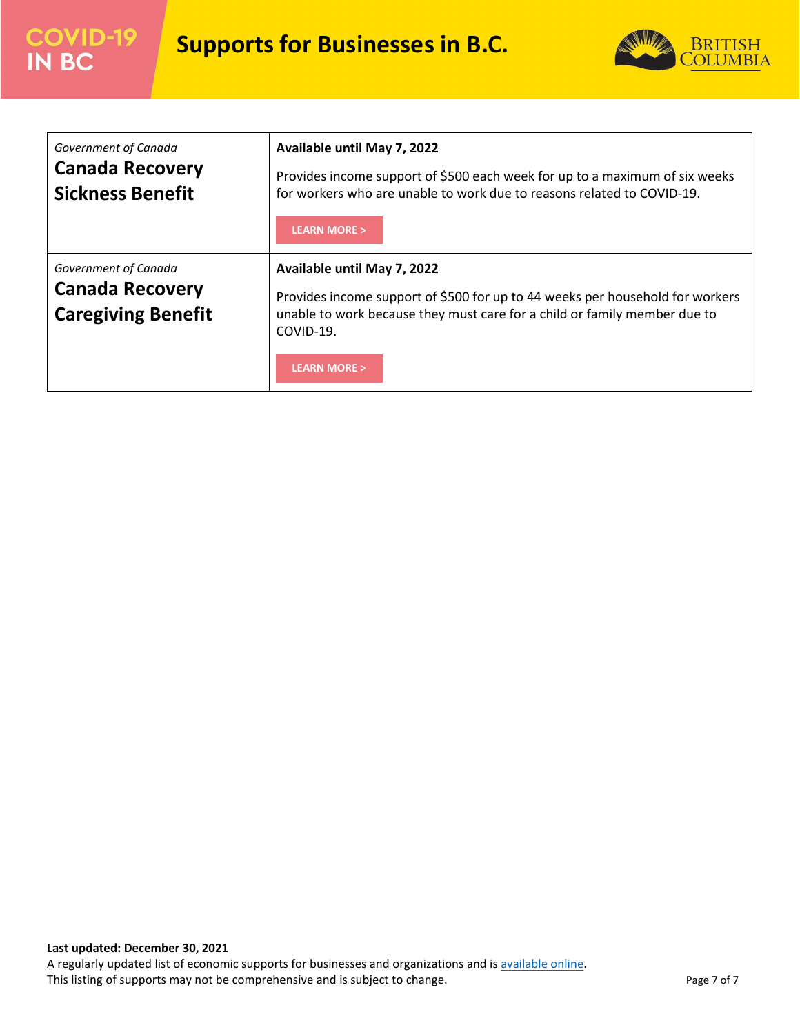| | |
|---|---|
| *Government of Canada*<br>**Canada Recovery Sickness Benefit** | **Available until May 7, 2022**<br><br>Provides income support of $500 each week for up to a maximum of six weeks for workers who are unable to work due to reasons related to COVID-19.<br><br>LEARN MORE > |
| *Government of Canada*<br>**Canada Recovery Caregiving Benefit** | **Available until May 7, 2022**<br><br>Provides income support of $500 for up to 44 weeks per household for workers unable to work because they must care for a child or family member due to COVID-19.<br><br>LEARN MORE > |

**Last updated: December 30, 2021**
A regularly updated list of economic supports for businesses and organizations and is available online.
This listing of supports may not be comprehensive and is subject to change.